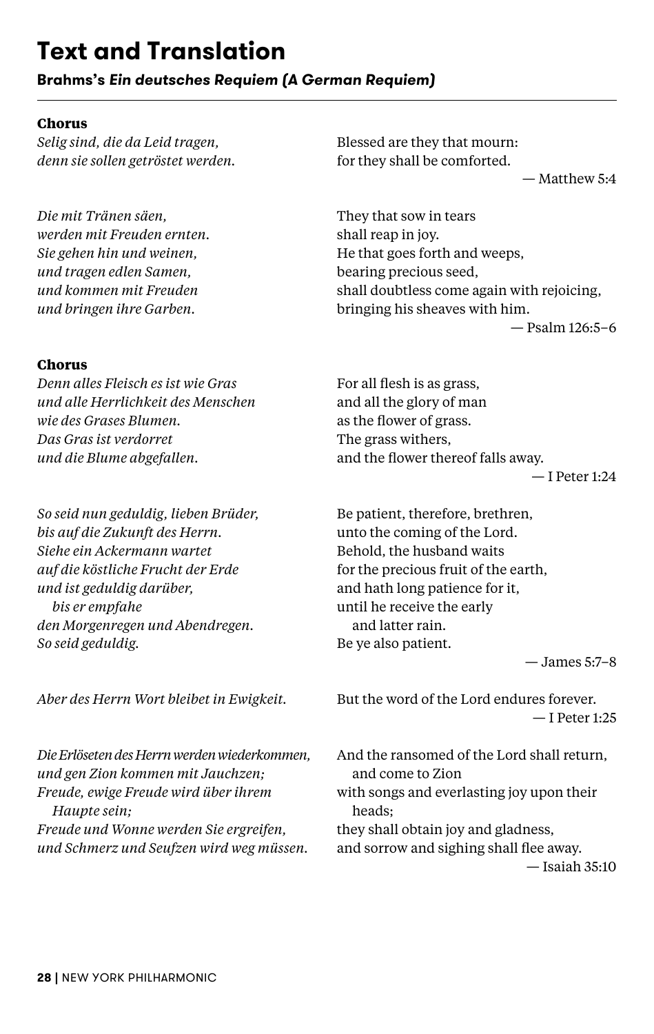# Text and Translation

## Brahms's *Ein deutsches Requiem (A German Requiem)*

**Chorus**

*Selig sind, die da Leid tragen,*
*denn sie sollen getröstet werden.*

Blessed are they that mourn:
for they shall be comforted.
— Matthew 5:4

*Die mit Tränen säen,*
*werden mit Freuden ernten.*
*Sie gehen hin und weinen,*
*und tragen edlen Samen,*
*und kommen mit Freuden*
*und bringen ihre Garben.*

They that sow in tears
shall reap in joy.
He that goes forth and weeps,
bearing precious seed,
shall doubtless come again with rejoicing,
bringing his sheaves with him.
— Psalm 126:5–6

**Chorus**

*Denn alles Fleisch es ist wie Gras*
*und alle Herrlichkeit des Menschen*
*wie des Grases Blumen.*
*Das Gras ist verdorret*
*und die Blume abgefallen.*

For all flesh is as grass,
and all the glory of man
as the flower of grass.
The grass withers,
and the flower thereof falls away.
— I Peter 1:24

*So seid nun geduldig, lieben Brüder,*
*bis auf die Zukunft des Herrn.*
*Siehe ein Ackermann wartet*
*auf die köstliche Frucht der Erde*
*und ist geduldig darüber,*
*bis er empfahe*
*den Morgenregen und Abendregen.*
*So seid geduldig.*

Be patient, therefore, brethren,
unto the coming of the Lord.
Behold, the husband waits
for the precious fruit of the earth,
and hath long patience for it,
until he receive the early
and latter rain.
Be ye also patient.
— James 5:7–8

*Aber des Herrn Wort bleibet in Ewigkeit.*

But the word of the Lord endures forever.
— I Peter 1:25

*Die Erlöseten des Herrn werden wiederkommen,*
*und gen Zion kommen mit Jauchzen;*
*Freude, ewige Freude wird über ihrem Haupte sein;*
*Freude und Wonne werden Sie ergreifen,*
*und Schmerz und Seufzen wird weg müssen.*

And the ransomed of the Lord shall return,
and come to Zion
with songs and everlasting joy upon their heads;
they shall obtain joy and gladness,
and sorrow and sighing shall flee away.
— Isaiah 35:10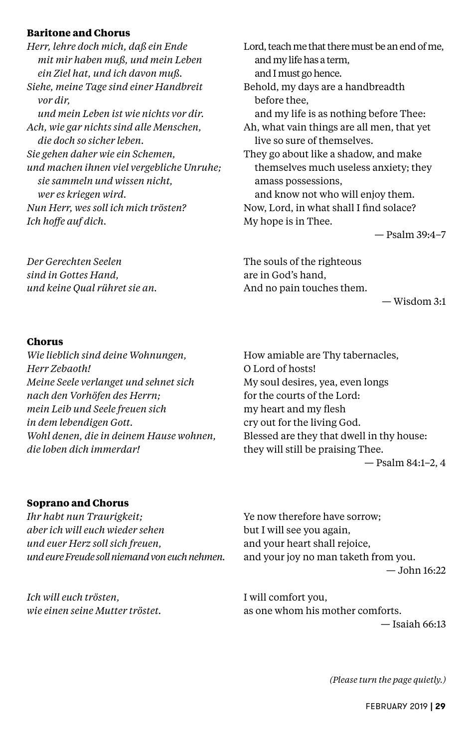**Baritone and Chorus**

*Herr, lehre doch mich, daß ein Ende*
*mit mir haben muß, und mein Leben*
*ein Ziel hat, und ich davon muß.*
*Siehe, meine Tage sind einer Handbreit*
*vor dir,*
*und mein Leben ist wie nichts vor dir.*
*Ach, wie gar nichts sind alle Menschen,*
*die doch so sicher leben.*
*Sie gehen daher wie ein Schemen,*
*und machen ihnen viel vergebliche Unruhe;*
*sie sammeln und wissen nicht,*
*wer es kriegen wird.*
*Nun Herr, wes soll ich mich trösten?*
*Ich hoffe auf dich.*

Lord, teach me that there must be an end of me,
and my life has a term,
and I must go hence.
Behold, my days are a handbreadth
before thee,
and my life is as nothing before Thee:
Ah, what vain things are all men, that yet
live so sure of themselves.
They go about like a shadow, and make
themselves much useless anxiety; they
amass possessions,
and know not who will enjoy them.
Now, Lord, in what shall I find solace?
My hope is in Thee.

— Psalm 39:4–7

*Der Gerechten Seelen*
*sind in Gottes Hand,*
*und keine Qual rühret sie an.*

The souls of the righteous
are in God's hand,
And no pain touches them.

— Wisdom 3:1

**Chorus**

*Wie lieblich sind deine Wohnungen,*
*Herr Zebaoth!*
*Meine Seele verlanget und sehnet sich*
*nach den Vorhöfen des Herrn;*
*mein Leib und Seele freuen sich*
*in dem lebendigen Gott.*
*Wohl denen, die in deinem Hause wohnen,*
*die loben dich immerdar!*

How amiable are Thy tabernacles,
O Lord of hosts!
My soul desires, yea, even longs
for the courts of the Lord:
my heart and my flesh
cry out for the living God.
Blessed are they that dwell in thy house:
they will still be praising Thee.

— Psalm 84:1–2, 4

**Soprano and Chorus**

*Ihr habt nun Traurigkeit;*
*aber ich will euch wieder sehen*
*und euer Herz soll sich freuen,*
*und eure Freude soll niemand von euch nehmen.*

Ye now therefore have sorrow;
but I will see you again,
and your heart shall rejoice,
and your joy no man taketh from you.

— John 16:22

*Ich will euch trösten,*
*wie einen seine Mutter tröstet.*

I will comfort you,
as one whom his mother comforts.

— Isaiah 66:13

*(Please turn the page quietly.)*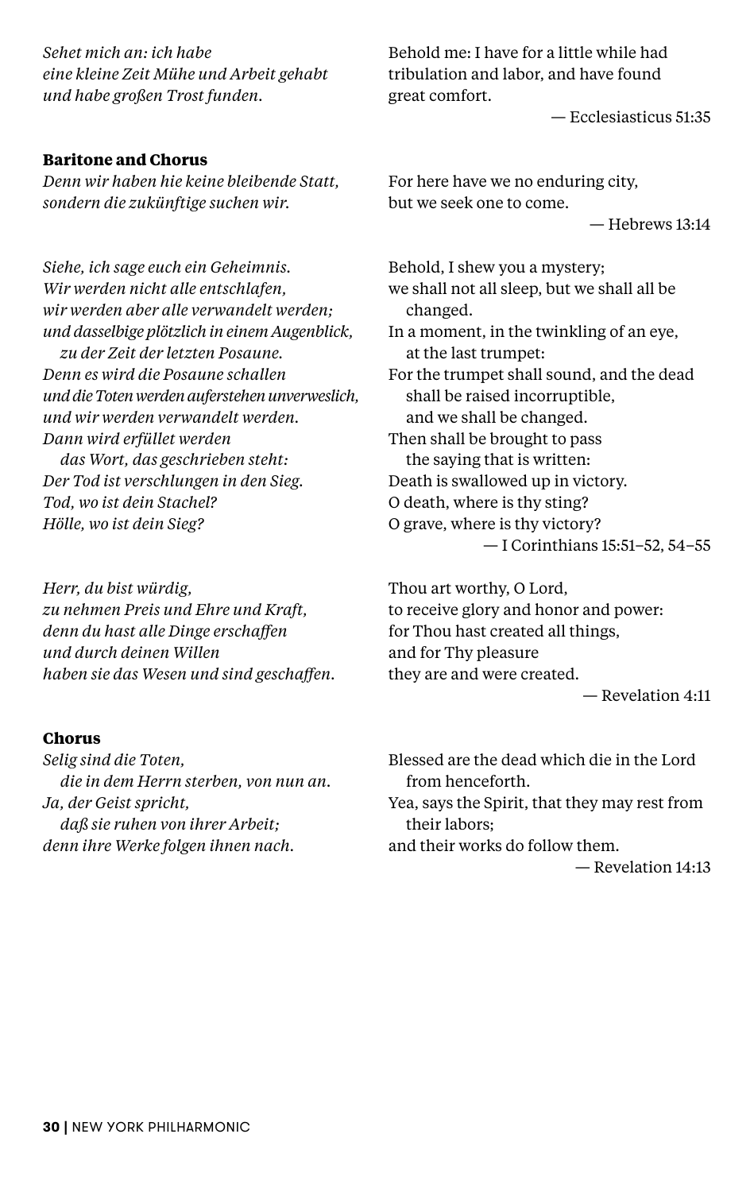*Sehet mich an: ich habe*
*eine kleine Zeit Mühe und Arbeit gehabt*
*und habe großen Trost funden.*

Behold me: I have for a little while had tribulation and labor, and have found great comfort.

— Ecclesiasticus 51:35

**Baritone and Chorus**

*Denn wir haben hie keine bleibende Statt,*
*sondern die zukünftige suchen wir.*

For here have we no enduring city,
but we seek one to come.

— Hebrews 13:14

*Siehe, ich sage euch ein Geheimnis.*
*Wir werden nicht alle entschlafen,*
*wir werden aber alle verwandelt werden;*
*und dasselbige plötzlich in einem Augenblick,*
*zu der Zeit der letzten Posaune.*
*Denn es wird die Posaune schallen*
*und die Toten werden auferstehen unverweslich,*
*und wir werden verwandelt werden.*
*Dann wird erfüllet werden*
*das Wort, das geschrieben steht:*
*Der Tod ist verschlungen in den Sieg.*
*Tod, wo ist dein Stachel?*
*Hölle, wo ist dein Sieg?*

Behold, I shew you a mystery;
we shall not all sleep, but we shall all be changed.
In a moment, in the twinkling of an eye,
at the last trumpet:
For the trumpet shall sound, and the dead shall be raised incorruptible,
and we shall be changed.
Then shall be brought to pass
the saying that is written:
Death is swallowed up in victory.
O death, where is thy sting?
O grave, where is thy victory?

— I Corinthians 15:51–52, 54–55

*Herr, du bist würdig,*
*zu nehmen Preis und Ehre und Kraft,*
*denn du hast alle Dinge erschaffen*
*und durch deinen Willen*
*haben sie das Wesen und sind geschaffen.*

Thou art worthy, O Lord,
to receive glory and honor and power:
for Thou hast created all things,
and for Thy pleasure
they are and were created.

— Revelation 4:11

**Chorus**

*Selig sind die Toten,*
*die in dem Herrn sterben, von nun an.*
*Ja, der Geist spricht,*
*daß sie ruhen von ihrer Arbeit;*
*denn ihre Werke folgen ihnen nach.*

Blessed are the dead which die in the Lord from henceforth.
Yea, says the Spirit, that they may rest from their labors;
and their works do follow them.

— Revelation 14:13